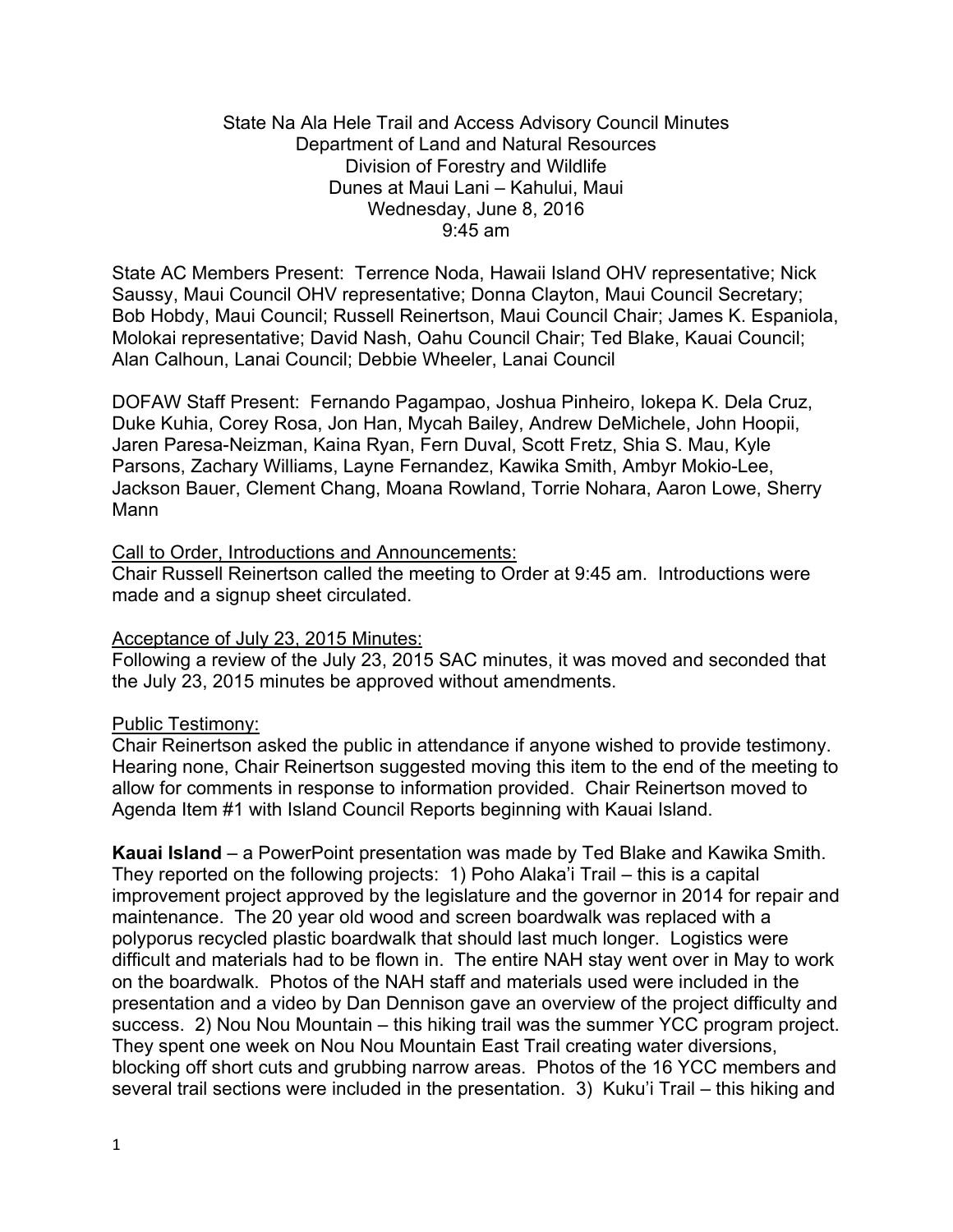State Na Ala Hele Trail and Access Advisory Council Minutes
Department of Land and Natural Resources
Division of Forestry and Wildlife
Dunes at Maui Lani – Kahului, Maui
Wednesday, June 8, 2016
9:45 am

State AC Members Present: Terrence Noda, Hawaii Island OHV representative; Nick Saussy, Maui Council OHV representative; Donna Clayton, Maui Council Secretary; Bob Hobdy, Maui Council; Russell Reinertson, Maui Council Chair; James K. Espaniola, Molokai representative; David Nash, Oahu Council Chair; Ted Blake, Kauai Council; Alan Calhoun, Lanai Council; Debbie Wheeler, Lanai Council

DOFAW Staff Present: Fernando Pagampao, Joshua Pinheiro, Iokepa K. Dela Cruz, Duke Kuhia, Corey Rosa, Jon Han, Mycah Bailey, Andrew DeMichele, John Hoopii, Jaren Paresa-Neizman, Kaina Ryan, Fern Duval, Scott Fretz, Shia S. Mau, Kyle Parsons, Zachary Williams, Layne Fernandez, Kawika Smith, Ambyr Mokio-Lee, Jackson Bauer, Clement Chang, Moana Rowland, Torrie Nohara, Aaron Lowe, Sherry Mann

Call to Order, Introductions and Announcements:
Chair Russell Reinertson called the meeting to Order at 9:45 am. Introductions were made and a signup sheet circulated.

Acceptance of July 23, 2015 Minutes:
Following a review of the July 23, 2015 SAC minutes, it was moved and seconded that the July 23, 2015 minutes be approved without amendments.

Public Testimony:
Chair Reinertson asked the public in attendance if anyone wished to provide testimony. Hearing none, Chair Reinertson suggested moving this item to the end of the meeting to allow for comments in response to information provided. Chair Reinertson moved to Agenda Item #1 with Island Council Reports beginning with Kauai Island.

**Kauai Island** – a PowerPoint presentation was made by Ted Blake and Kawika Smith. They reported on the following projects: 1) Poho Alaka'i Trail – this is a capital improvement project approved by the legislature and the governor in 2014 for repair and maintenance. The 20 year old wood and screen boardwalk was replaced with a polyporus recycled plastic boardwalk that should last much longer. Logistics were difficult and materials had to be flown in. The entire NAH stay went over in May to work on the boardwalk. Photos of the NAH staff and materials used were included in the presentation and a video by Dan Dennison gave an overview of the project difficulty and success. 2) Nou Nou Mountain – this hiking trail was the summer YCC program project. They spent one week on Nou Nou Mountain East Trail creating water diversions, blocking off short cuts and grubbing narrow areas. Photos of the 16 YCC members and several trail sections were included in the presentation. 3) Kuku'i Trail – this hiking and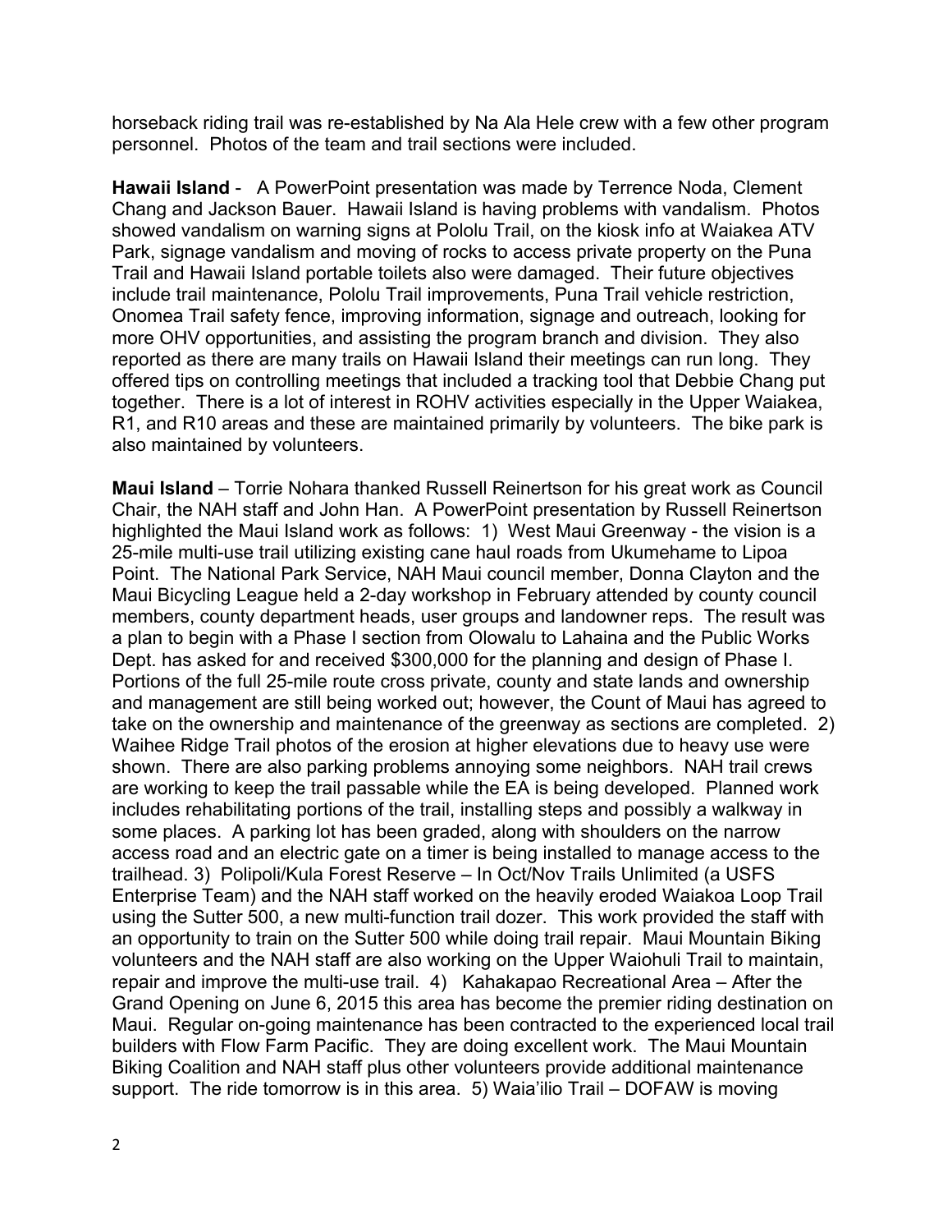horseback riding trail was re-established by Na Ala Hele crew with a few other program personnel. Photos of the team and trail sections were included.

**Hawaii Island** - A PowerPoint presentation was made by Terrence Noda, Clement Chang and Jackson Bauer. Hawaii Island is having problems with vandalism. Photos showed vandalism on warning signs at Pololu Trail, on the kiosk info at Waiakea ATV Park, signage vandalism and moving of rocks to access private property on the Puna Trail and Hawaii Island portable toilets also were damaged. Their future objectives include trail maintenance, Pololu Trail improvements, Puna Trail vehicle restriction, Onomea Trail safety fence, improving information, signage and outreach, looking for more OHV opportunities, and assisting the program branch and division. They also reported as there are many trails on Hawaii Island their meetings can run long. They offered tips on controlling meetings that included a tracking tool that Debbie Chang put together. There is a lot of interest in ROHV activities especially in the Upper Waiakea, R1, and R10 areas and these are maintained primarily by volunteers. The bike park is also maintained by volunteers.

**Maui Island** – Torrie Nohara thanked Russell Reinertson for his great work as Council Chair, the NAH staff and John Han. A PowerPoint presentation by Russell Reinertson highlighted the Maui Island work as follows: 1) West Maui Greenway - the vision is a 25-mile multi-use trail utilizing existing cane haul roads from Ukumehame to Lipoa Point. The National Park Service, NAH Maui council member, Donna Clayton and the Maui Bicycling League held a 2-day workshop in February attended by county council members, county department heads, user groups and landowner reps. The result was a plan to begin with a Phase I section from Olowalu to Lahaina and the Public Works Dept. has asked for and received $300,000 for the planning and design of Phase I. Portions of the full 25-mile route cross private, county and state lands and ownership and management are still being worked out; however, the Count of Maui has agreed to take on the ownership and maintenance of the greenway as sections are completed. 2) Waihee Ridge Trail photos of the erosion at higher elevations due to heavy use were shown. There are also parking problems annoying some neighbors. NAH trail crews are working to keep the trail passable while the EA is being developed. Planned work includes rehabilitating portions of the trail, installing steps and possibly a walkway in some places. A parking lot has been graded, along with shoulders on the narrow access road and an electric gate on a timer is being installed to manage access to the trailhead. 3) Polipoli/Kula Forest Reserve – In Oct/Nov Trails Unlimited (a USFS Enterprise Team) and the NAH staff worked on the heavily eroded Waiakoa Loop Trail using the Sutter 500, a new multi-function trail dozer. This work provided the staff with an opportunity to train on the Sutter 500 while doing trail repair. Maui Mountain Biking volunteers and the NAH staff are also working on the Upper Waiohuli Trail to maintain, repair and improve the multi-use trail. 4) Kahakapao Recreational Area – After the Grand Opening on June 6, 2015 this area has become the premier riding destination on Maui. Regular on-going maintenance has been contracted to the experienced local trail builders with Flow Farm Pacific. They are doing excellent work. The Maui Mountain Biking Coalition and NAH staff plus other volunteers provide additional maintenance support. The ride tomorrow is in this area. 5) Waia'ilio Trail – DOFAW is moving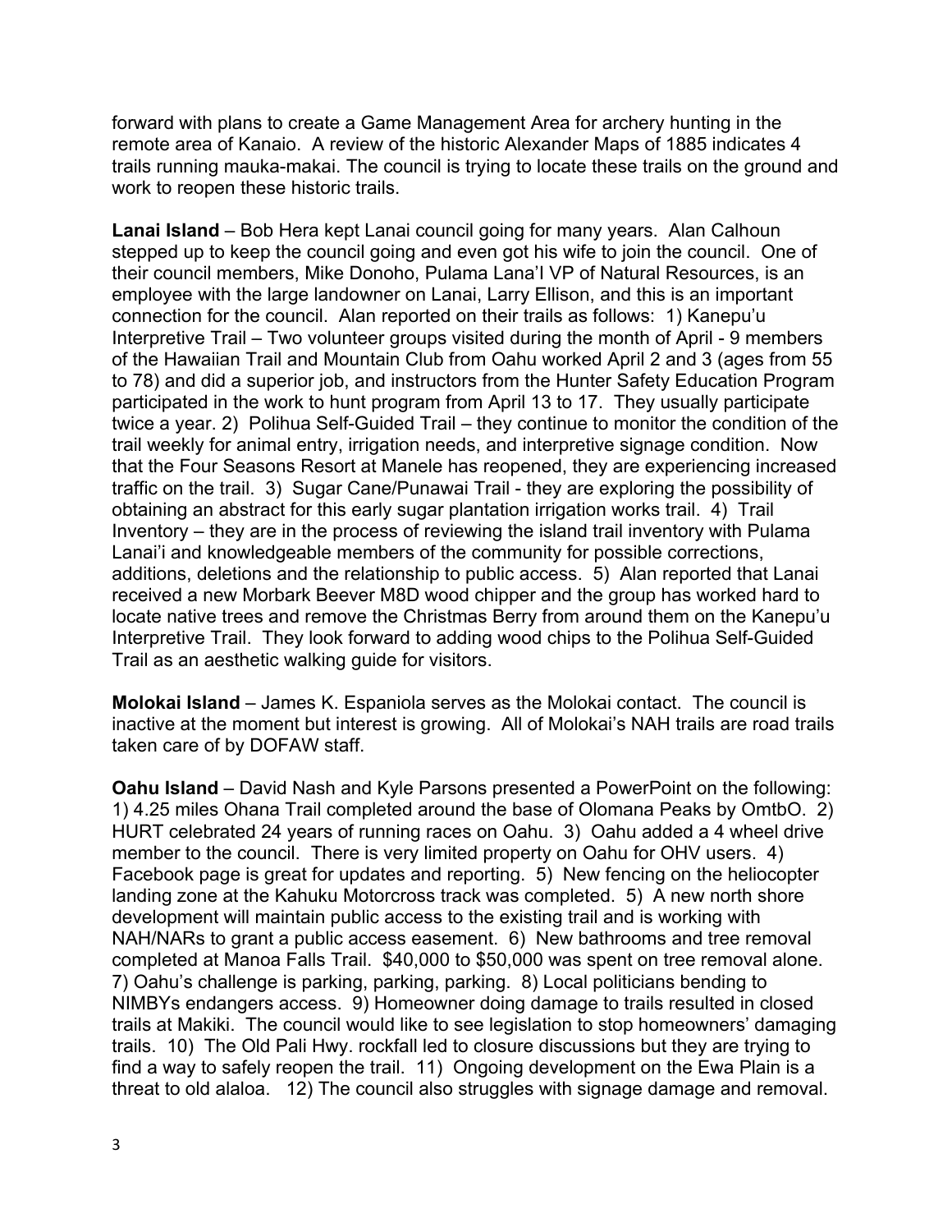forward with plans to create a Game Management Area for archery hunting in the remote area of Kanaio. A review of the historic Alexander Maps of 1885 indicates 4 trails running mauka-makai. The council is trying to locate these trails on the ground and work to reopen these historic trails.

**Lanai Island** – Bob Hera kept Lanai council going for many years. Alan Calhoun stepped up to keep the council going and even got his wife to join the council. One of their council members, Mike Donoho, Pulama Lana'I VP of Natural Resources, is an employee with the large landowner on Lanai, Larry Ellison, and this is an important connection for the council. Alan reported on their trails as follows: 1) Kanepu'u Interpretive Trail – Two volunteer groups visited during the month of April - 9 members of the Hawaiian Trail and Mountain Club from Oahu worked April 2 and 3 (ages from 55 to 78) and did a superior job, and instructors from the Hunter Safety Education Program participated in the work to hunt program from April 13 to 17. They usually participate twice a year. 2) Polihua Self-Guided Trail – they continue to monitor the condition of the trail weekly for animal entry, irrigation needs, and interpretive signage condition. Now that the Four Seasons Resort at Manele has reopened, they are experiencing increased traffic on the trail. 3) Sugar Cane/Punawai Trail - they are exploring the possibility of obtaining an abstract for this early sugar plantation irrigation works trail. 4) Trail Inventory – they are in the process of reviewing the island trail inventory with Pulama Lanai'i and knowledgeable members of the community for possible corrections, additions, deletions and the relationship to public access. 5) Alan reported that Lanai received a new Morbark Beever M8D wood chipper and the group has worked hard to locate native trees and remove the Christmas Berry from around them on the Kanepu'u Interpretive Trail. They look forward to adding wood chips to the Polihua Self-Guided Trail as an aesthetic walking guide for visitors.

**Molokai Island** – James K. Espaniola serves as the Molokai contact. The council is inactive at the moment but interest is growing. All of Molokai's NAH trails are road trails taken care of by DOFAW staff.

**Oahu Island** – David Nash and Kyle Parsons presented a PowerPoint on the following: 1) 4.25 miles Ohana Trail completed around the base of Olomana Peaks by OmtbO. 2) HURT celebrated 24 years of running races on Oahu. 3) Oahu added a 4 wheel drive member to the council. There is very limited property on Oahu for OHV users. 4) Facebook page is great for updates and reporting. 5) New fencing on the heliocopter landing zone at the Kahuku Motorcross track was completed. 5) A new north shore development will maintain public access to the existing trail and is working with NAH/NARs to grant a public access easement. 6) New bathrooms and tree removal completed at Manoa Falls Trail. $40,000 to $50,000 was spent on tree removal alone. 7) Oahu's challenge is parking, parking, parking. 8) Local politicians bending to NIMBYs endangers access. 9) Homeowner doing damage to trails resulted in closed trails at Makiki. The council would like to see legislation to stop homeowners' damaging trails. 10) The Old Pali Hwy. rockfall led to closure discussions but they are trying to find a way to safely reopen the trail. 11) Ongoing development on the Ewa Plain is a threat to old alaloa. 12) The council also struggles with signage damage and removal.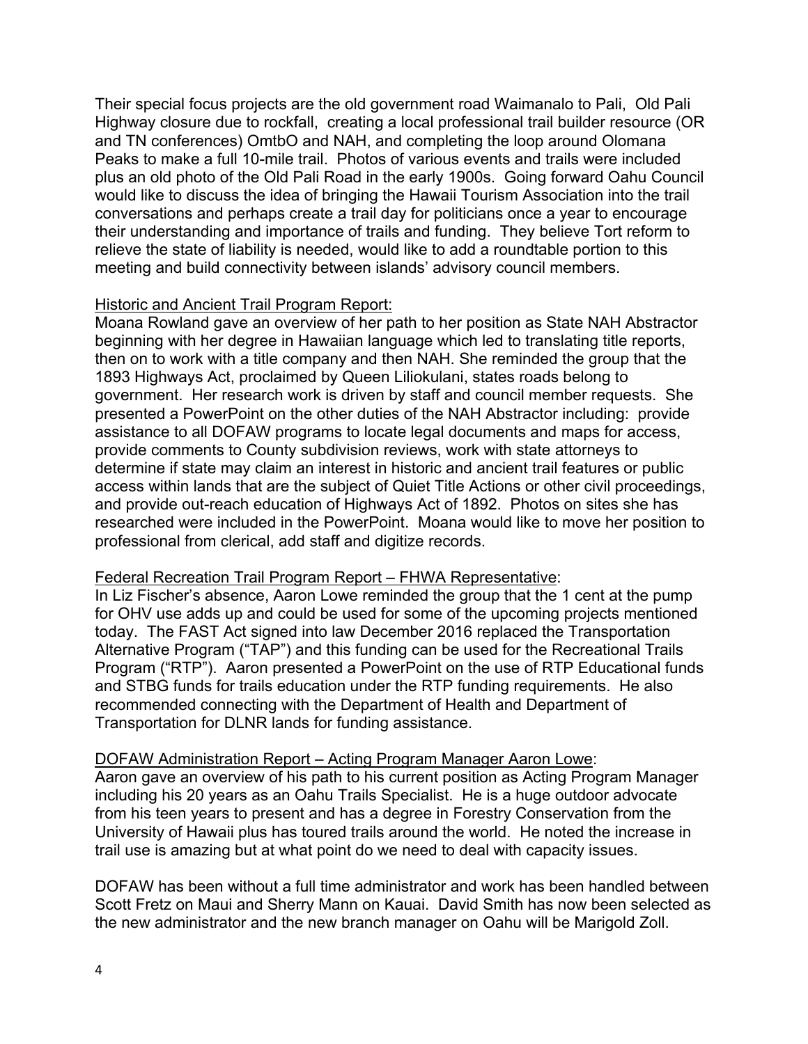Their special focus projects are the old government road Waimanalo to Pali, Old Pali Highway closure due to rockfall, creating a local professional trail builder resource (OR and TN conferences) OmtbO and NAH, and completing the loop around Olomana Peaks to make a full 10-mile trail. Photos of various events and trails were included plus an old photo of the Old Pali Road in the early 1900s. Going forward Oahu Council would like to discuss the idea of bringing the Hawaii Tourism Association into the trail conversations and perhaps create a trail day for politicians once a year to encourage their understanding and importance of trails and funding. They believe Tort reform to relieve the state of liability is needed, would like to add a roundtable portion to this meeting and build connectivity between islands' advisory council members.

<u>Historic and Ancient Trail Program Report:</u>

Moana Rowland gave an overview of her path to her position as State NAH Abstractor beginning with her degree in Hawaiian language which led to translating title reports, then on to work with a title company and then NAH. She reminded the group that the 1893 Highways Act, proclaimed by Queen Liliokulani, states roads belong to government. Her research work is driven by staff and council member requests. She presented a PowerPoint on the other duties of the NAH Abstractor including: provide assistance to all DOFAW programs to locate legal documents and maps for access, provide comments to County subdivision reviews, work with state attorneys to determine if state may claim an interest in historic and ancient trail features or public access within lands that are the subject of Quiet Title Actions or other civil proceedings, and provide out-reach education of Highways Act of 1892. Photos on sites she has researched were included in the PowerPoint. Moana would like to move her position to professional from clerical, add staff and digitize records.

<u>Federal Recreation Trail Program Report – FHWA Representative</u>:

In Liz Fischer's absence, Aaron Lowe reminded the group that the 1 cent at the pump for OHV use adds up and could be used for some of the upcoming projects mentioned today. The FAST Act signed into law December 2016 replaced the Transportation Alternative Program ("TAP") and this funding can be used for the Recreational Trails Program ("RTP"). Aaron presented a PowerPoint on the use of RTP Educational funds and STBG funds for trails education under the RTP funding requirements. He also recommended connecting with the Department of Health and Department of Transportation for DLNR lands for funding assistance.

<u>DOFAW Administration Report – Acting Program Manager Aaron Lowe</u>:

Aaron gave an overview of his path to his current position as Acting Program Manager including his 20 years as an Oahu Trails Specialist. He is a huge outdoor advocate from his teen years to present and has a degree in Forestry Conservation from the University of Hawaii plus has toured trails around the world. He noted the increase in trail use is amazing but at what point do we need to deal with capacity issues.

DOFAW has been without a full time administrator and work has been handled between Scott Fretz on Maui and Sherry Mann on Kauai. David Smith has now been selected as the new administrator and the new branch manager on Oahu will be Marigold Zoll.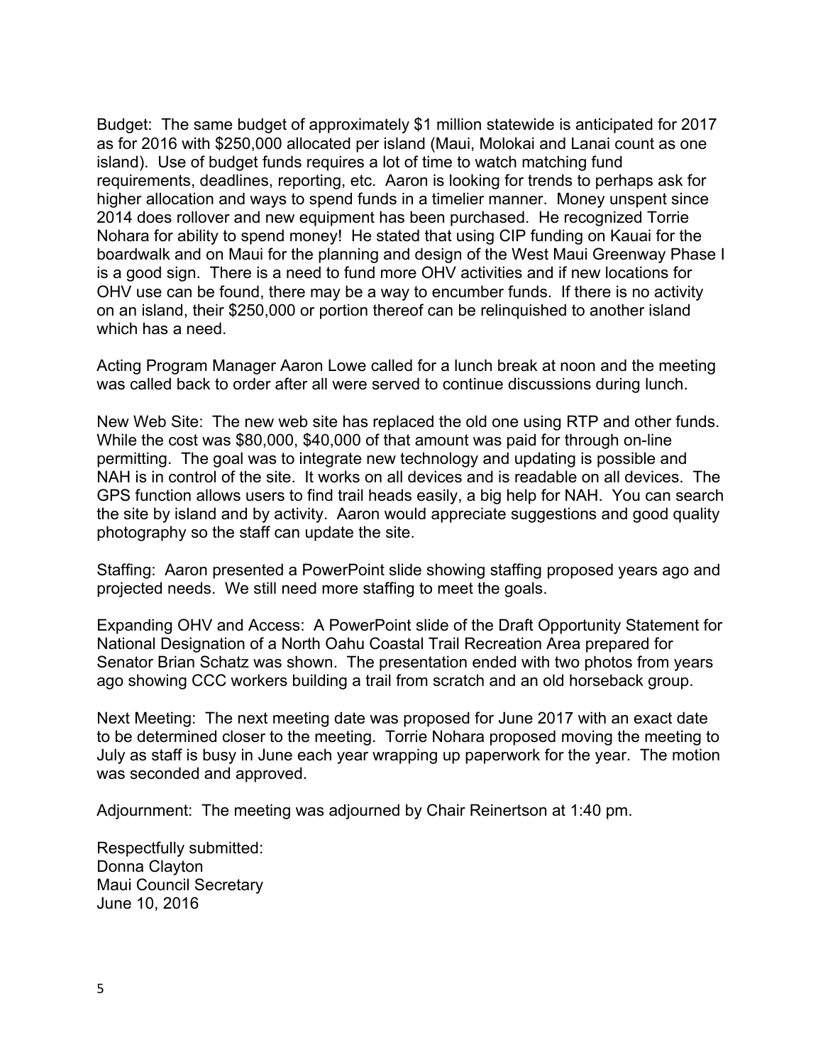Budget: The same budget of approximately $1 million statewide is anticipated for 2017 as for 2016 with $250,000 allocated per island (Maui, Molokai and Lanai count as one island). Use of budget funds requires a lot of time to watch matching fund requirements, deadlines, reporting, etc. Aaron is looking for trends to perhaps ask for higher allocation and ways to spend funds in a timelier manner. Money unspent since 2014 does rollover and new equipment has been purchased. He recognized Torrie Nohara for ability to spend money! He stated that using CIP funding on Kauai for the boardwalk and on Maui for the planning and design of the West Maui Greenway Phase I is a good sign. There is a need to fund more OHV activities and if new locations for OHV use can be found, there may be a way to encumber funds. If there is no activity on an island, their $250,000 or portion thereof can be relinquished to another island which has a need.

Acting Program Manager Aaron Lowe called for a lunch break at noon and the meeting was called back to order after all were served to continue discussions during lunch.

New Web Site: The new web site has replaced the old one using RTP and other funds. While the cost was $80,000, $40,000 of that amount was paid for through on-line permitting. The goal was to integrate new technology and updating is possible and NAH is in control of the site. It works on all devices and is readable on all devices. The GPS function allows users to find trail heads easily, a big help for NAH. You can search the site by island and by activity. Aaron would appreciate suggestions and good quality photography so the staff can update the site.

Staffing: Aaron presented a PowerPoint slide showing staffing proposed years ago and projected needs. We still need more staffing to meet the goals.

Expanding OHV and Access: A PowerPoint slide of the Draft Opportunity Statement for National Designation of a North Oahu Coastal Trail Recreation Area prepared for Senator Brian Schatz was shown. The presentation ended with two photos from years ago showing CCC workers building a trail from scratch and an old horseback group.

Next Meeting: The next meeting date was proposed for June 2017 with an exact date to be determined closer to the meeting. Torrie Nohara proposed moving the meeting to July as staff is busy in June each year wrapping up paperwork for the year. The motion was seconded and approved.

Adjournment: The meeting was adjourned by Chair Reinertson at 1:40 pm.

Respectfully submitted:  
Donna Clayton  
Maui Council Secretary  
June 10, 2016